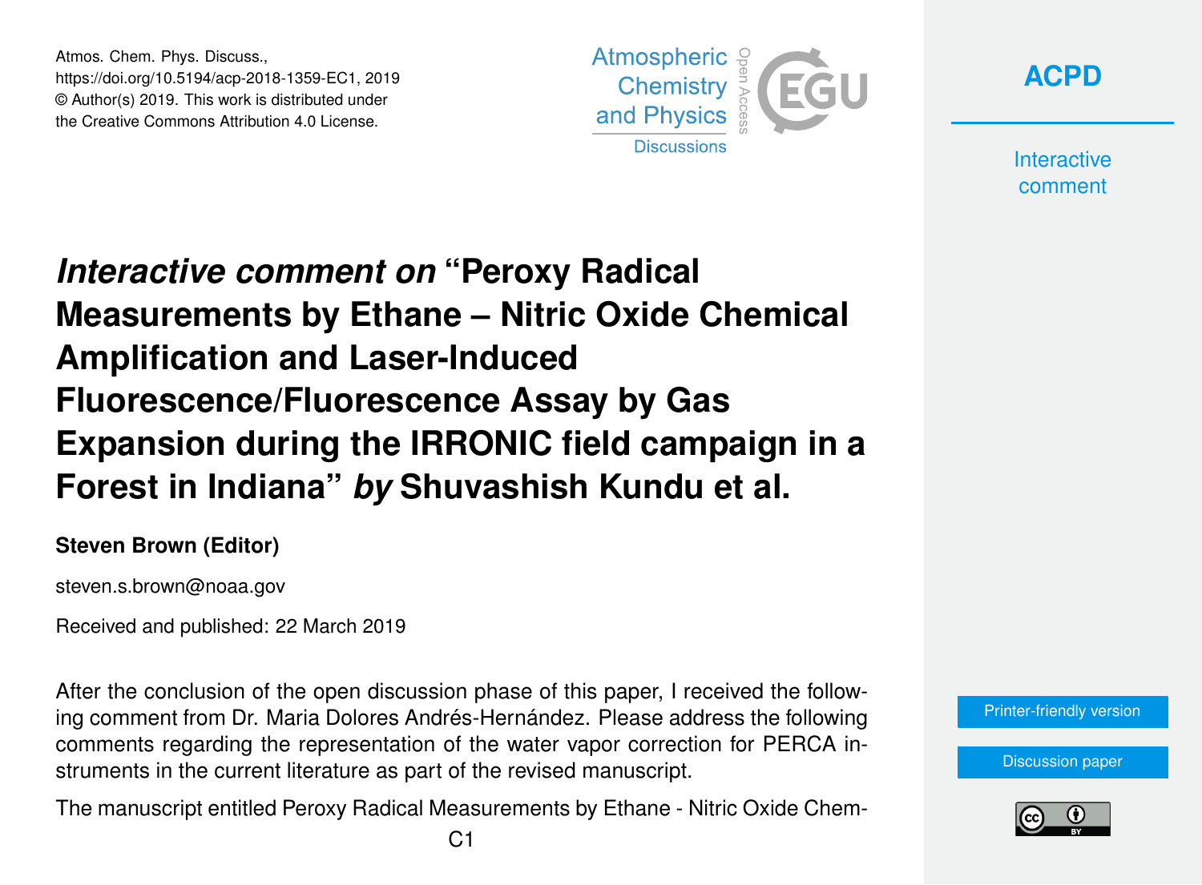# *Interactive comment on* "Peroxy Radical Measurements by Ethane – Nitric Oxide Chemical Amplification and Laser-Induced Fluorescence/Fluorescence Assay by Gas Expansion during the IRRONIC field campaign in a Forest in Indiana" *by* Shuvashish Kundu et al.

**Steven Brown (Editor)**

steven.s.brown@noaa.gov

Received and published: 22 March 2019

After the conclusion of the open discussion phase of this paper, I received the following comment from Dr. Maria Dolores Andrés-Hernández. Please address the following comments regarding the representation of the water vapor correction for PERCA instruments in the current literature as part of the revised manuscript.

The manuscript entitled Peroxy Radical Measurements by Ethane - Nitric Oxide Chem-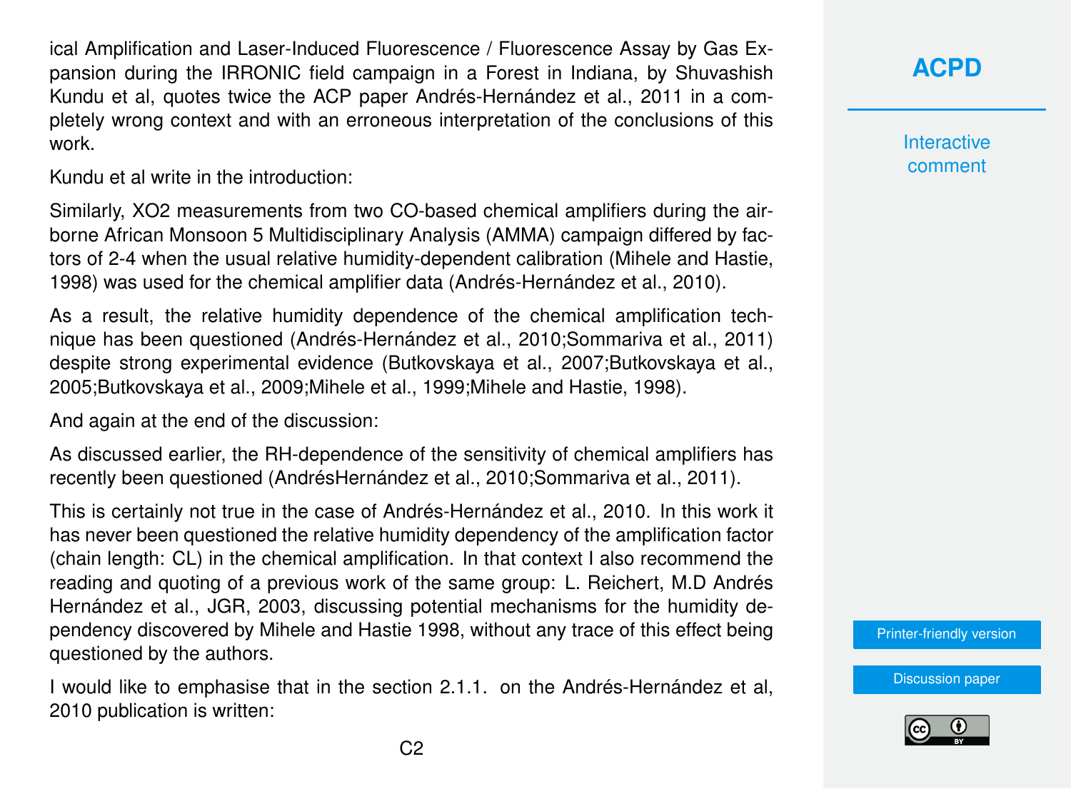ical Amplification and Laser-Induced Fluorescence / Fluorescence Assay by Gas Expansion during the IRRONIC field campaign in a Forest in Indiana, by Shuvashish Kundu et al, quotes twice the ACP paper Andrés-Hernández et al., 2011 in a completely wrong context and with an erroneous interpretation of the conclusions of this work.

Kundu et al write in the introduction:

Similarly, XO2 measurements from two CO-based chemical amplifiers during the airborne African Monsoon 5 Multidisciplinary Analysis (AMMA) campaign differed by factors of 2-4 when the usual relative humidity-dependent calibration (Mihele and Hastie, 1998) was used for the chemical amplifier data (Andrés-Hernández et al., 2010).

As a result, the relative humidity dependence of the chemical amplification technique has been questioned (Andrés-Hernández et al., 2010;Sommariva et al., 2011) despite strong experimental evidence (Butkovskaya et al., 2007;Butkovskaya et al., 2005;Butkovskaya et al., 2009;Mihele et al., 1999;Mihele and Hastie, 1998).

And again at the end of the discussion:

As discussed earlier, the RH-dependence of the sensitivity of chemical amplifiers has recently been questioned (AndrésHernández et al., 2010;Sommariva et al., 2011).

This is certainly not true in the case of Andrés-Hernández et al., 2010. In this work it has never been questioned the relative humidity dependency of the amplification factor (chain length: CL) in the chemical amplification. In that context I also recommend the reading and quoting of a previous work of the same group: L. Reichert, M.D Andrés Hernández et al., JGR, 2003, discussing potential mechanisms for the humidity dependency discovered by Mihele and Hastie 1998, without any trace of this effect being questioned by the authors.

I would like to emphasise that in the section 2.1.1. on the Andrés-Hernández et al, 2010 publication is written: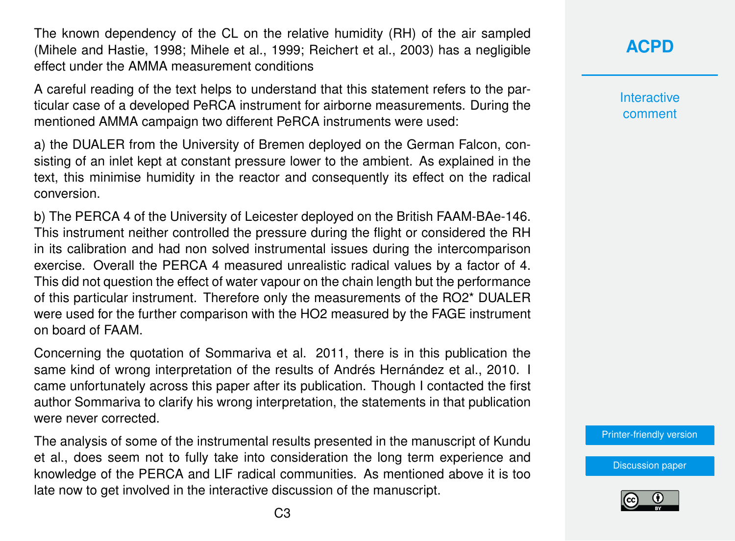The known dependency of the CL on the relative humidity (RH) of the air sampled (Mihele and Hastie, 1998; Mihele et al., 1999; Reichert et al., 2003) has a negligible effect under the AMMA measurement conditions

A careful reading of the text helps to understand that this statement refers to the particular case of a developed PeRCA instrument for airborne measurements. During the mentioned AMMA campaign two different PeRCA instruments were used:

a) the DUALER from the University of Bremen deployed on the German Falcon, consisting of an inlet kept at constant pressure lower to the ambient. As explained in the text, this minimise humidity in the reactor and consequently its effect on the radical conversion.

b) The PERCA 4 of the University of Leicester deployed on the British FAAM-BAe-146. This instrument neither controlled the pressure during the flight or considered the RH in its calibration and had non solved instrumental issues during the intercomparison exercise. Overall the PERCA 4 measured unrealistic radical values by a factor of 4. This did not question the effect of water vapour on the chain length but the performance of this particular instrument. Therefore only the measurements of the RO2* DUALER were used for the further comparison with the HO2 measured by the FAGE instrument on board of FAAM.

Concerning the quotation of Sommariva et al. 2011, there is in this publication the same kind of wrong interpretation of the results of Andrés Hernández et al., 2010. I came unfortunately across this paper after its publication. Though I contacted the first author Sommariva to clarify his wrong interpretation, the statements in that publication were never corrected.

The analysis of some of the instrumental results presented in the manuscript of Kundu et al., does seem not to fully take into consideration the long term experience and knowledge of the PERCA and LIF radical communities. As mentioned above it is too late now to get involved in the interactive discussion of the manuscript.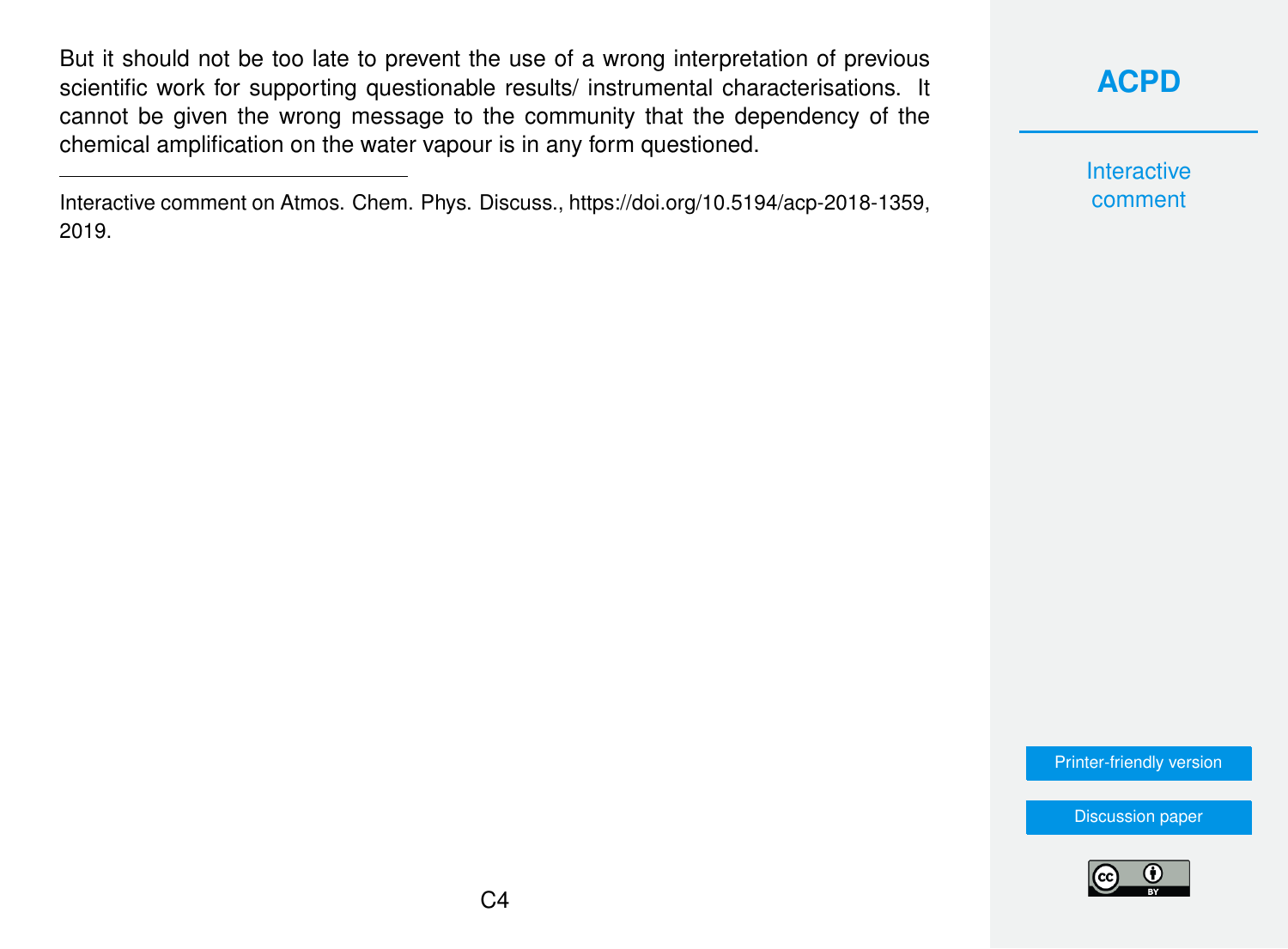But it should not be too late to prevent the use of a wrong interpretation of previous scientific work for supporting questionable results/ instrumental characterisations. It cannot be given the wrong message to the community that the dependency of the chemical amplification on the water vapour is in any form questioned.

---

Interactive comment on Atmos. Chem. Phys. Discuss., https://doi.org/10.5194/acp-2018-1359, 2019.